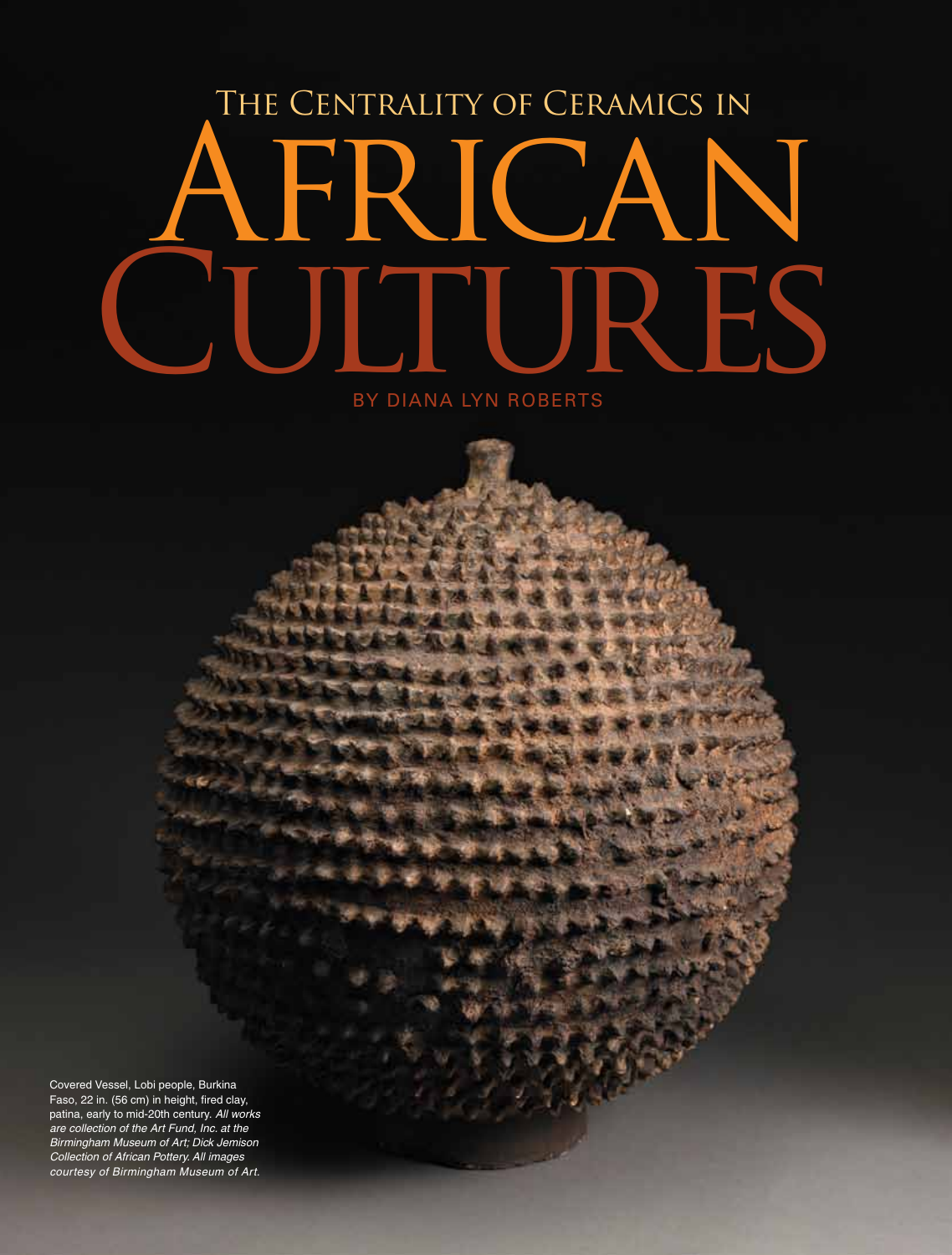# The Centrality of Ceramics in African Cultures

BY DIANA LYN ROBERTS

Covered Vessel, Lobi people, Burkina Faso, 22 in. (56 cm) in height, fired clay, patina, early to mid-20th century. *All works are collection of the Art Fund, Inc. at the Birmingham Museum of Art; Dick Jemison Collection of African Pottery. All images courtesy of Birmingham Museum of Art.*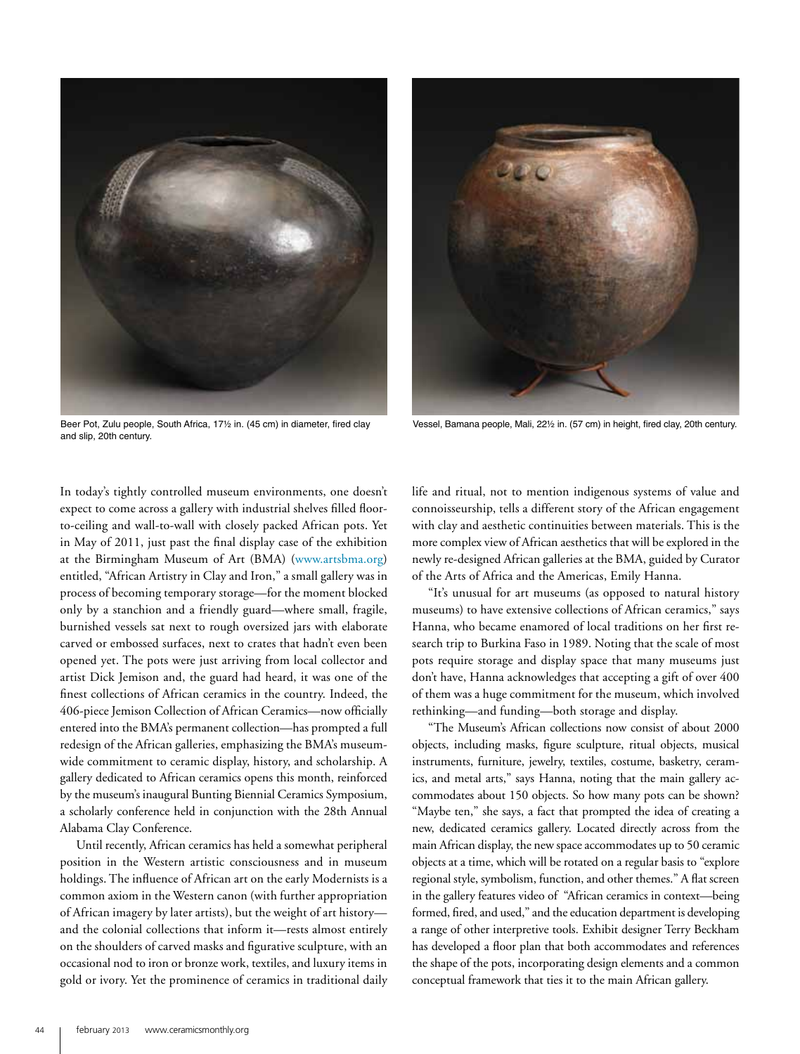Beer Pot, Zulu people, South Africa, 17½ in. (45 cm) in diameter, fired clay and slip, 20th century.

Vessel, Bamana people, Mali, 22½ in. (57 cm) in height, fired clay, 20th century.

In today's tightly controlled museum environments, one doesn't expect to come across a gallery with industrial shelves filled floor-to-ceiling and wall-to-wall with closely packed African pots. Yet in May of 2011, just past the final display case of the exhibition at the Birmingham Museum of Art (BMA) (www.artsbma.org) entitled, "African Artistry in Clay and Iron," a small gallery was in process of becoming temporary storage—for the moment blocked only by a stanchion and a friendly guard—where small, fragile, burnished vessels sat next to rough oversized jars with elaborate carved or embossed surfaces, next to crates that hadn't even been opened yet. The pots were just arriving from local collector and artist Dick Jemison and, the guard had heard, it was one of the finest collections of African ceramics in the country. Indeed, the 406-piece Jemison Collection of African Ceramics—now officially entered into the BMA's permanent collection—has prompted a full redesign of the African galleries, emphasizing the BMA's museum-wide commitment to ceramic display, history, and scholarship. A gallery dedicated to African ceramics opens this month, reinforced by the museum's inaugural Bunting Biennial Ceramics Symposium, a scholarly conference held in conjunction with the 28th Annual Alabama Clay Conference.

Until recently, African ceramics has held a somewhat peripheral position in the Western artistic consciousness and in museum holdings. The influence of African art on the early Modernists is a common axiom in the Western canon (with further appropriation of African imagery by later artists), but the weight of art history—and the colonial collections that inform it—rests almost entirely on the shoulders of carved masks and figurative sculpture, with an occasional nod to iron or bronze work, textiles, and luxury items in gold or ivory. Yet the prominence of ceramics in traditional daily life and ritual, not to mention indigenous systems of value and connoisseurship, tells a different story of the African engagement with clay and aesthetic continuities between materials. This is the more complex view of African aesthetics that will be explored in the newly re-designed African galleries at the BMA, guided by Curator of the Arts of Africa and the Americas, Emily Hanna.

"It's unusual for art museums (as opposed to natural history museums) to have extensive collections of African ceramics," says Hanna, who became enamored of local traditions on her first research trip to Burkina Faso in 1989. Noting that the scale of most pots require storage and display space that many museums just don't have, Hanna acknowledges that accepting a gift of over 400 of them was a huge commitment for the museum, which involved rethinking—and funding—both storage and display.

"The Museum's African collections now consist of about 2000 objects, including masks, figure sculpture, ritual objects, musical instruments, furniture, jewelry, textiles, costume, basketry, ceramics, and metal arts," says Hanna, noting that the main gallery accommodates about 150 objects. So how many pots can be shown? "Maybe ten," she says, a fact that prompted the idea of creating a new, dedicated ceramics gallery. Located directly across from the main African display, the new space accommodates up to 50 ceramic objects at a time, which will be rotated on a regular basis to "explore regional style, symbolism, function, and other themes." A flat screen in the gallery features video of "African ceramics in context—being formed, fired, and used," and the education department is developing a range of other interpretive tools. Exhibit designer Terry Beckham has developed a floor plan that both accommodates and references the shape of the pots, incorporating design elements and a common conceptual framework that ties it to the main African gallery.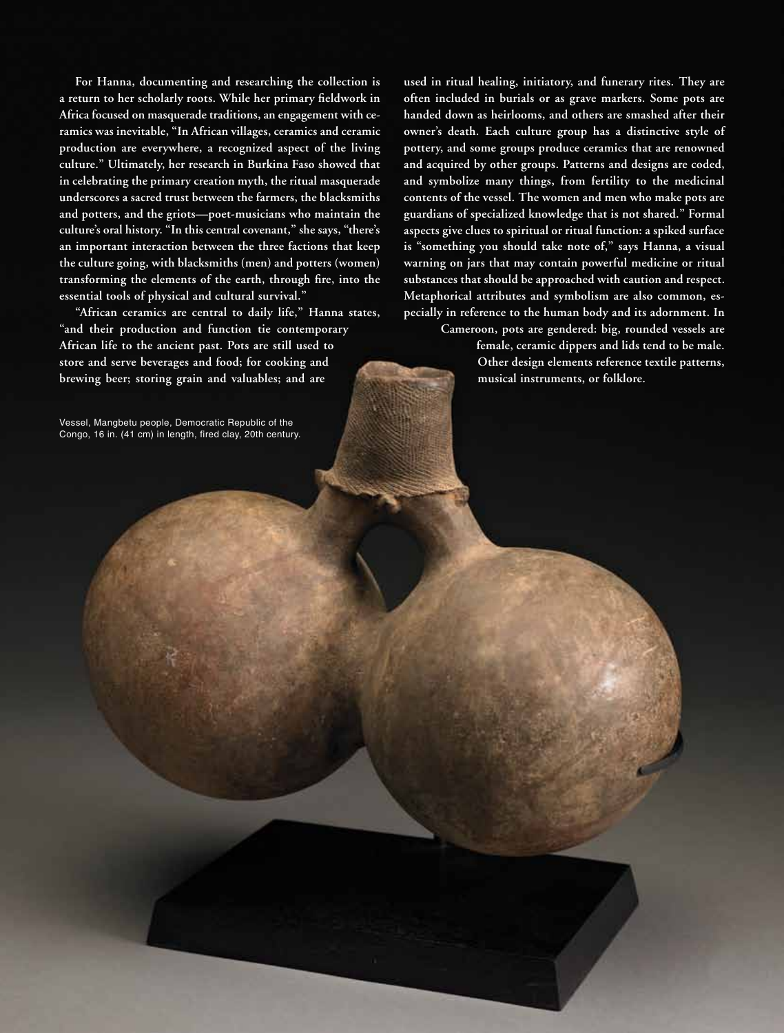For Hanna, documenting and researching the collection is a return to her scholarly roots. While her primary fieldwork in Africa focused on masquerade traditions, an engagement with ceramics was inevitable, "In African villages, ceramics and ceramic production are everywhere, a recognized aspect of the living culture." Ultimately, her research in Burkina Faso showed that in celebrating the primary creation myth, the ritual masquerade underscores a sacred trust between the farmers, the blacksmiths and potters, and the griots—poet-musicians who maintain the culture's oral history. "In this central covenant," she says, "there's an important interaction between the three factions that keep the culture going, with blacksmiths (men) and potters (women) transforming the elements of the earth, through fire, into the essential tools of physical and cultural survival."

"African ceramics are central to daily life," Hanna states, "and their production and function tie contemporary African life to the ancient past. Pots are still used to store and serve beverages and food; for cooking and brewing beer; storing grain and valuables; and are used in ritual healing, initiatory, and funerary rites. They are often included in burials or as grave markers. Some pots are handed down as heirlooms, and others are smashed after their owner's death. Each culture group has a distinctive style of pottery, and some groups produce ceramics that are renowned and acquired by other groups. Patterns and designs are coded, and symbolize many things, from fertility to the medicinal contents of the vessel. The women and men who make pots are guardians of specialized knowledge that is not shared." Formal aspects give clues to spiritual or ritual function: a spiked surface is "something you should take note of," says Hanna, a visual warning on jars that may contain powerful medicine or ritual substances that should be approached with caution and respect. Metaphorical attributes and symbolism are also common, especially in reference to the human body and its adornment. In Cameroon, pots are gendered: big, rounded vessels are female, ceramic dippers and lids tend to be male. Other design elements reference textile patterns, musical instruments, or folklore.

Vessel, Mangbetu people, Democratic Republic of the Congo, 16 in. (41 cm) in length, fired clay, 20th century.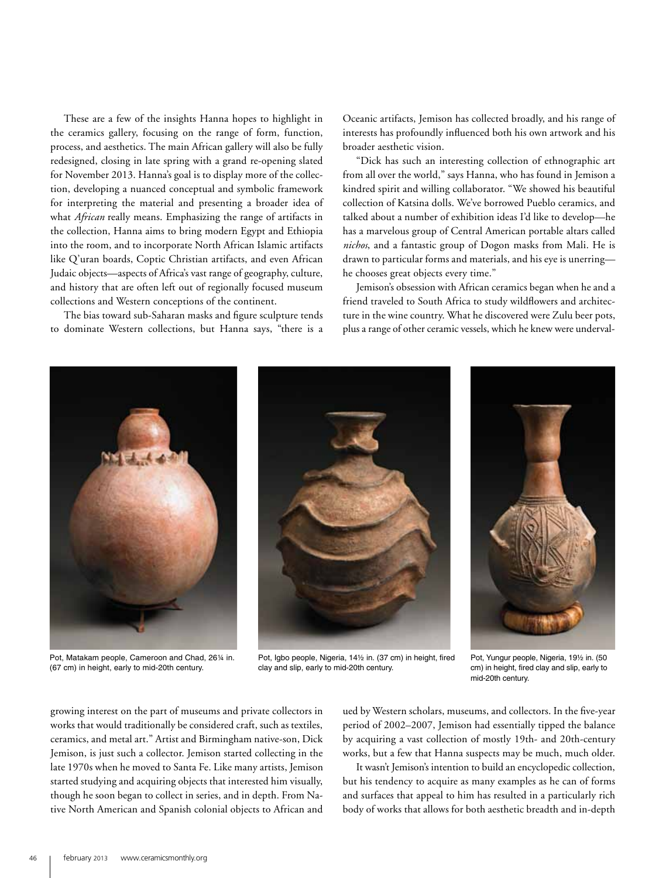These are a few of the insights Hanna hopes to highlight in the ceramics gallery, focusing on the range of form, function, process, and aesthetics. The main African gallery will also be fully redesigned, closing in late spring with a grand re-opening slated for November 2013. Hanna's goal is to display more of the collection, developing a nuanced conceptual and symbolic framework for interpreting the material and presenting a broader idea of what *African* really means. Emphasizing the range of artifacts in the collection, Hanna aims to bring modern Egypt and Ethiopia into the room, and to incorporate North African Islamic artifacts like Q'uran boards, Coptic Christian artifacts, and even African Judaic objects—aspects of Africa's vast range of geography, culture, and history that are often left out of regionally focused museum collections and Western conceptions of the continent.

The bias toward sub-Saharan masks and figure sculpture tends to dominate Western collections, but Hanna says, "there is a growing interest on the part of museums and private collectors in works that would traditionally be considered craft, such as textiles, ceramics, and metal art." Artist and Birmingham native-son, Dick Jemison, is just such a collector. Jemison started collecting in the late 1970s when he moved to Santa Fe. Like many artists, Jemison started studying and acquiring objects that interested him visually, though he soon began to collect in series, and in depth. From Native North American and Spanish colonial objects to African and Oceanic artifacts, Jemison has collected broadly, and his range of interests has profoundly influenced both his own artwork and his broader aesthetic vision.

"Dick has such an interesting collection of ethnographic art from all over the world," says Hanna, who has found in Jemison a kindred spirit and willing collaborator. "We showed his beautiful collection of Katsina dolls. We've borrowed Pueblo ceramics, and talked about a number of exhibition ideas I'd like to develop—he has a marvelous group of Central American portable altars called *nichos*, and a fantastic group of Dogon masks from Mali. He is drawn to particular forms and materials, and his eye is unerring—he chooses great objects every time."

Jemison's obsession with African ceramics began when he and a friend traveled to South Africa to study wildflowers and architecture in the wine country. What he discovered were Zulu beer pots, plus a range of other ceramic vessels, which he knew were undervalued by Western scholars, museums, and collectors. In the five-year period of 2002–2007, Jemison had essentially tipped the balance by acquiring a vast collection of mostly 19th- and 20th-century works, but a few that Hanna suspects may be much, much older.

It wasn't Jemison's intention to build an encyclopedic collection, but his tendency to acquire as many examples as he can of forms and surfaces that appeal to him has resulted in a particularly rich body of works that allows for both aesthetic breadth and in-depth

Pot, Matakam people, Cameroon and Chad, 26¼ in. (67 cm) in height, early to mid-20th century.

Pot, Igbo people, Nigeria, 14½ in. (37 cm) in height, fired clay and slip, early to mid-20th century.

Pot, Yungur people, Nigeria, 19½ in. (50 cm) in height, fired clay and slip, early to mid-20th century.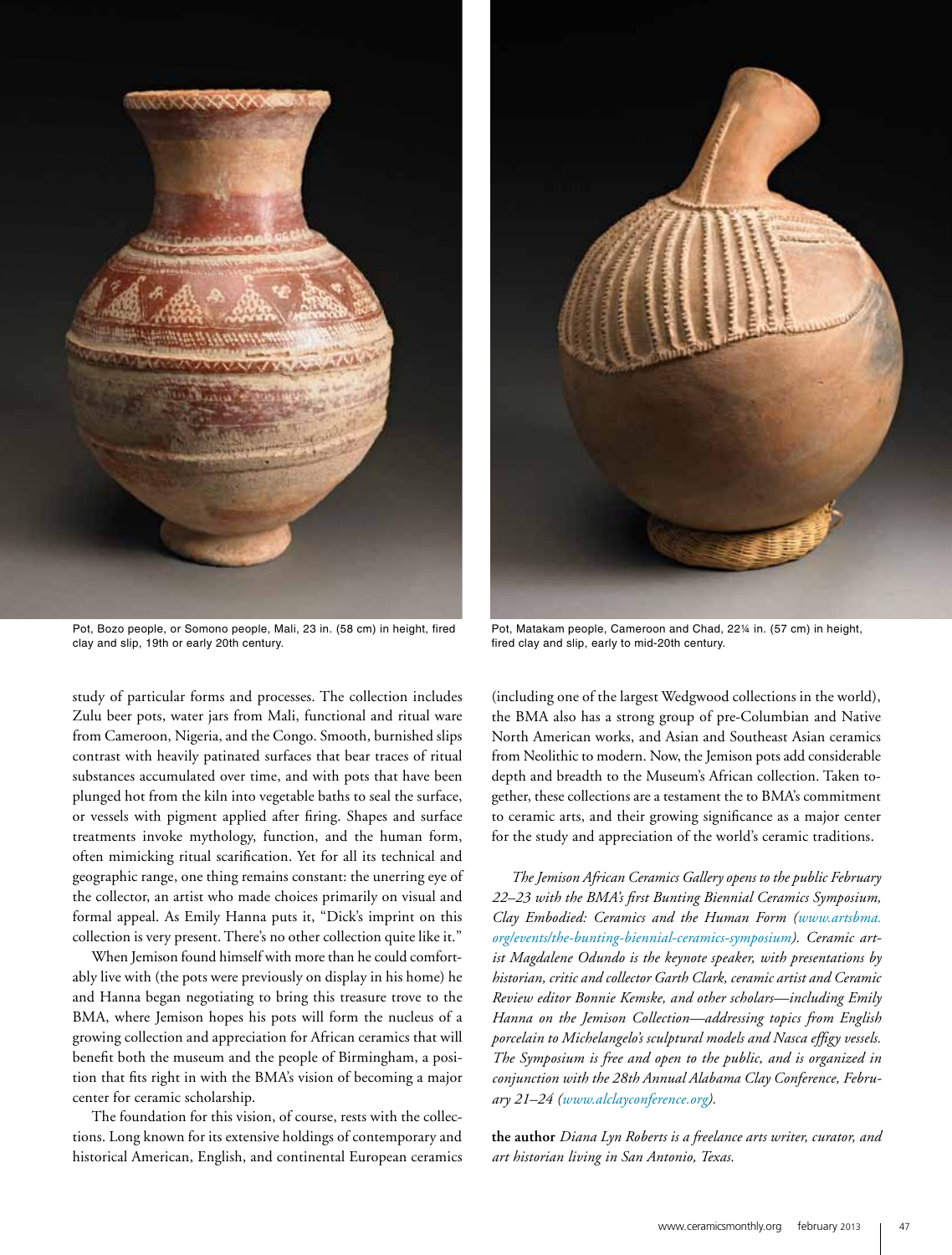Pot, Bozo people, or Somono people, Mali, 23 in. (58 cm) in height, fired clay and slip, 19th or early 20th century.

Pot, Matakam people, Cameroon and Chad, 22¼ in. (57 cm) in height, fired clay and slip, early to mid-20th century.

study of particular forms and processes. The collection includes Zulu beer pots, water jars from Mali, functional and ritual ware from Cameroon, Nigeria, and the Congo. Smooth, burnished slips contrast with heavily patinated surfaces that bear traces of ritual substances accumulated over time, and with pots that have been plunged hot from the kiln into vegetable baths to seal the surface, or vessels with pigment applied after firing. Shapes and surface treatments invoke mythology, function, and the human form, often mimicking ritual scarification. Yet for all its technical and geographic range, one thing remains constant: the unerring eye of the collector, an artist who made choices primarily on visual and formal appeal. As Emily Hanna puts it, "Dick's imprint on this collection is very present. There's no other collection quite like it."

When Jemison found himself with more than he could comfortably live with (the pots were previously on display in his home) he and Hanna began negotiating to bring this treasure trove to the BMA, where Jemison hopes his pots will form the nucleus of a growing collection and appreciation for African ceramics that will benefit both the museum and the people of Birmingham, a position that fits right in with the BMA's vision of becoming a major center for ceramic scholarship.

The foundation for this vision, of course, rests with the collections. Long known for its extensive holdings of contemporary and historical American, English, and continental European ceramics (including one of the largest Wedgwood collections in the world), the BMA also has a strong group of pre-Columbian and Native North American works, and Asian and Southeast Asian ceramics from Neolithic to modern. Now, the Jemison pots add considerable depth and breadth to the Museum's African collection. Taken together, these collections are a testament the to BMA's commitment to ceramic arts, and their growing significance as a major center for the study and appreciation of the world's ceramic traditions.

*The Jemison African Ceramics Gallery opens to the public February 22–23 with the BMA's first Bunting Biennial Ceramics Symposium, Clay Embodied: Ceramics and the Human Form (www.artsbma.org/events/the-bunting-biennial-ceramics-symposium). Ceramic artist Magdalene Odundo is the keynote speaker, with presentations by historian, critic and collector Garth Clark, ceramic artist and Ceramic Review editor Bonnie Kemske, and other scholars—including Emily Hanna on the Jemison Collection—addressing topics from English porcelain to Michelangelo's sculptural models and Nasca effigy vessels. The Symposium is free and open to the public, and is organized in conjunction with the 28th Annual Alabama Clay Conference, February 21–24 (www.alclayconference.org).*

**the author** *Diana Lyn Roberts is a freelance arts writer, curator, and art historian living in San Antonio, Texas.*